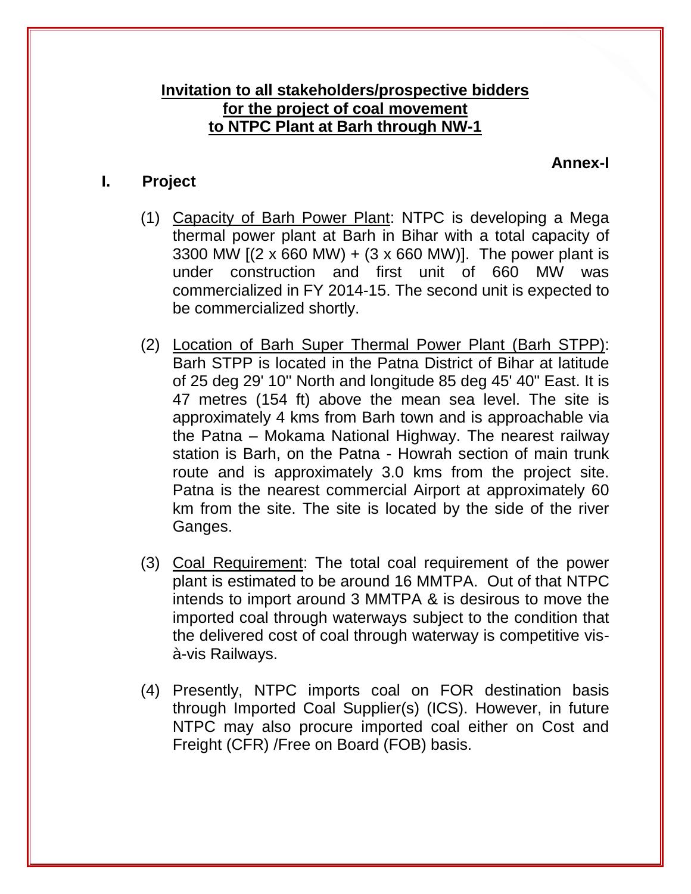**Invitation to all stakeholders/prospective bidders for the project of coal movement to NTPC Plant at Barh through NW-1**

**Annex-I**

## I. Project

(1) Capacity of Barh Power Plant: NTPC is developing a Mega thermal power plant at Barh in Bihar with a total capacity of 3300 MW [(2 x 660 MW) + (3 x 660 MW)]. The power plant is under construction and first unit of 660 MW was commercialized in FY 2014-15. The second unit is expected to be commercialized shortly.

(2) Location of Barh Super Thermal Power Plant (Barh STPP): Barh STPP is located in the Patna District of Bihar at latitude of 25 deg 29' 10'' North and longitude 85 deg 45' 40" East. It is 47 metres (154 ft) above the mean sea level. The site is approximately 4 kms from Barh town and is approachable via the Patna – Mokama National Highway. The nearest railway station is Barh, on the Patna - Howrah section of main trunk route and is approximately 3.0 kms from the project site. Patna is the nearest commercial Airport at approximately 60 km from the site. The site is located by the side of the river Ganges.

(3) Coal Requirement: The total coal requirement of the power plant is estimated to be around 16 MMTPA. Out of that NTPC intends to import around 3 MMTPA & is desirous to move the imported coal through waterways subject to the condition that the delivered cost of coal through waterway is competitive vis-à-vis Railways.

(4) Presently, NTPC imports coal on FOR destination basis through Imported Coal Supplier(s) (ICS). However, in future NTPC may also procure imported coal either on Cost and Freight (CFR) /Free on Board (FOB) basis.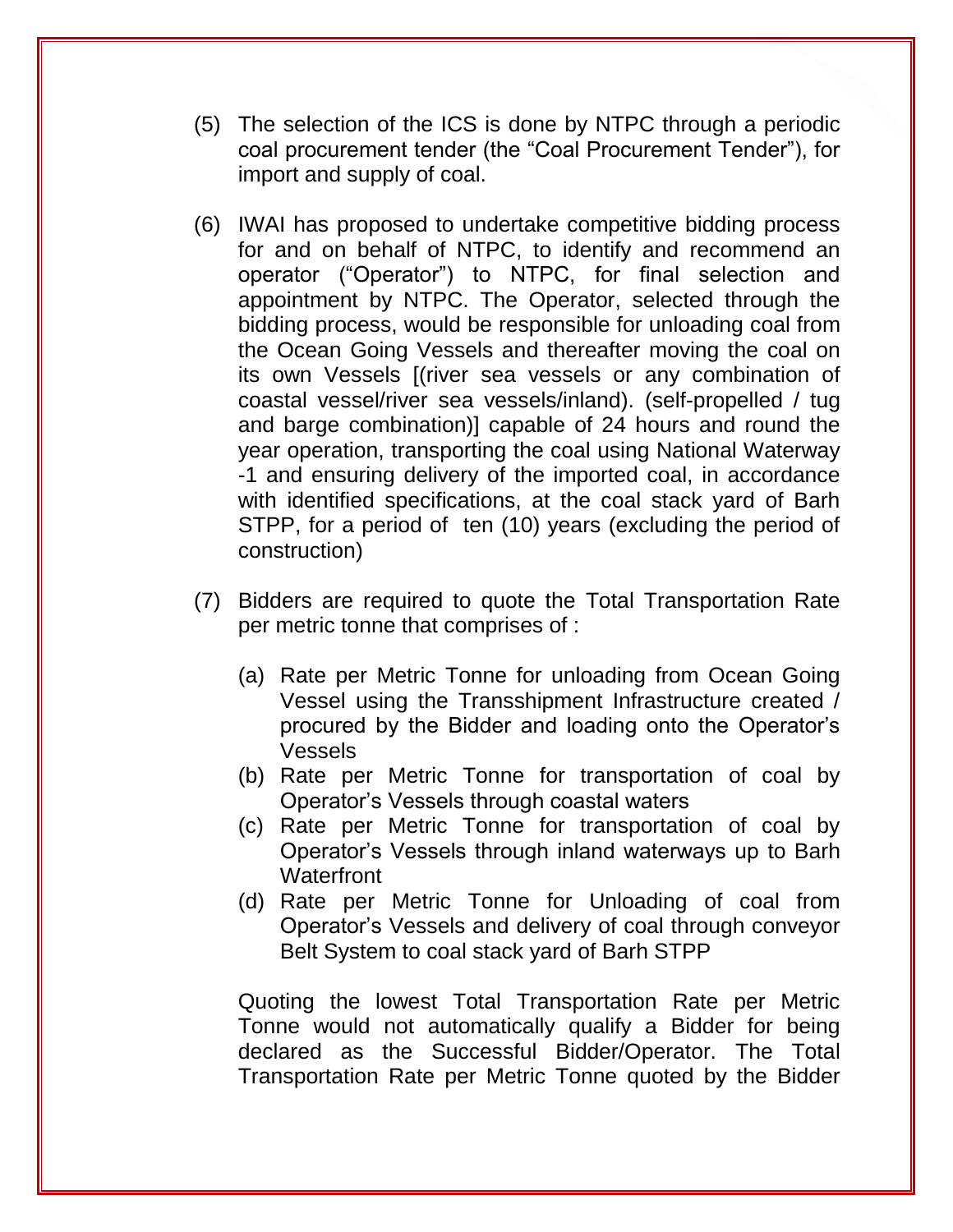(5) The selection of the ICS is done by NTPC through a periodic coal procurement tender (the "Coal Procurement Tender"), for import and supply of coal.

(6) IWAI has proposed to undertake competitive bidding process for and on behalf of NTPC, to identify and recommend an operator ("Operator") to NTPC, for final selection and appointment by NTPC. The Operator, selected through the bidding process, would be responsible for unloading coal from the Ocean Going Vessels and thereafter moving the coal on its own Vessels [(river sea vessels or any combination of coastal vessel/river sea vessels/inland). (self-propelled / tug and barge combination)] capable of 24 hours and round the year operation, transporting the coal using National Waterway -1 and ensuring delivery of the imported coal, in accordance with identified specifications, at the coal stack yard of Barh STPP, for a period of ten (10) years (excluding the period of construction)

(7) Bidders are required to quote the Total Transportation Rate per metric tonne that comprises of :

   (a) Rate per Metric Tonne for unloading from Ocean Going Vessel using the Transshipment Infrastructure created / procured by the Bidder and loading onto the Operator's Vessels
   (b) Rate per Metric Tonne for transportation of coal by Operator's Vessels through coastal waters
   (c) Rate per Metric Tonne for transportation of coal by Operator's Vessels through inland waterways up to Barh Waterfront
   (d) Rate per Metric Tonne for Unloading of coal from Operator's Vessels and delivery of coal through conveyor Belt System to coal stack yard of Barh STPP

   Quoting the lowest Total Transportation Rate per Metric Tonne would not automatically qualify a Bidder for being declared as the Successful Bidder/Operator. The Total Transportation Rate per Metric Tonne quoted by the Bidder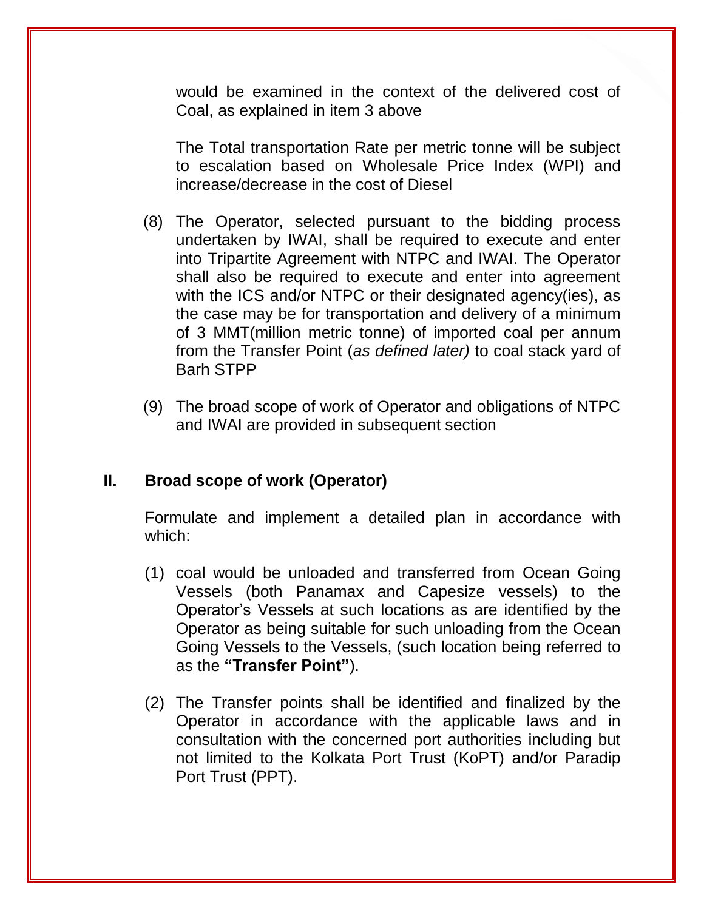would be examined in the context of the delivered cost of Coal, as explained in item 3 above

The Total transportation Rate per metric tonne will be subject to escalation based on Wholesale Price Index (WPI) and increase/decrease in the cost of Diesel

(8) The Operator, selected pursuant to the bidding process undertaken by IWAI, shall be required to execute and enter into Tripartite Agreement with NTPC and IWAI. The Operator shall also be required to execute and enter into agreement with the ICS and/or NTPC or their designated agency(ies), as the case may be for transportation and delivery of a minimum of 3 MMT(million metric tonne) of imported coal per annum from the Transfer Point (*as defined later)* to coal stack yard of Barh STPP

(9) The broad scope of work of Operator and obligations of NTPC and IWAI are provided in subsequent section

## II. Broad scope of work (Operator)

Formulate and implement a detailed plan in accordance with which:

(1) coal would be unloaded and transferred from Ocean Going Vessels (both Panamax and Capesize vessels) to the Operator's Vessels at such locations as are identified by the Operator as being suitable for such unloading from the Ocean Going Vessels to the Vessels, (such location being referred to as the **"Transfer Point"**).

(2) The Transfer points shall be identified and finalized by the Operator in accordance with the applicable laws and in consultation with the concerned port authorities including but not limited to the Kolkata Port Trust (KoPT) and/or Paradip Port Trust (PPT).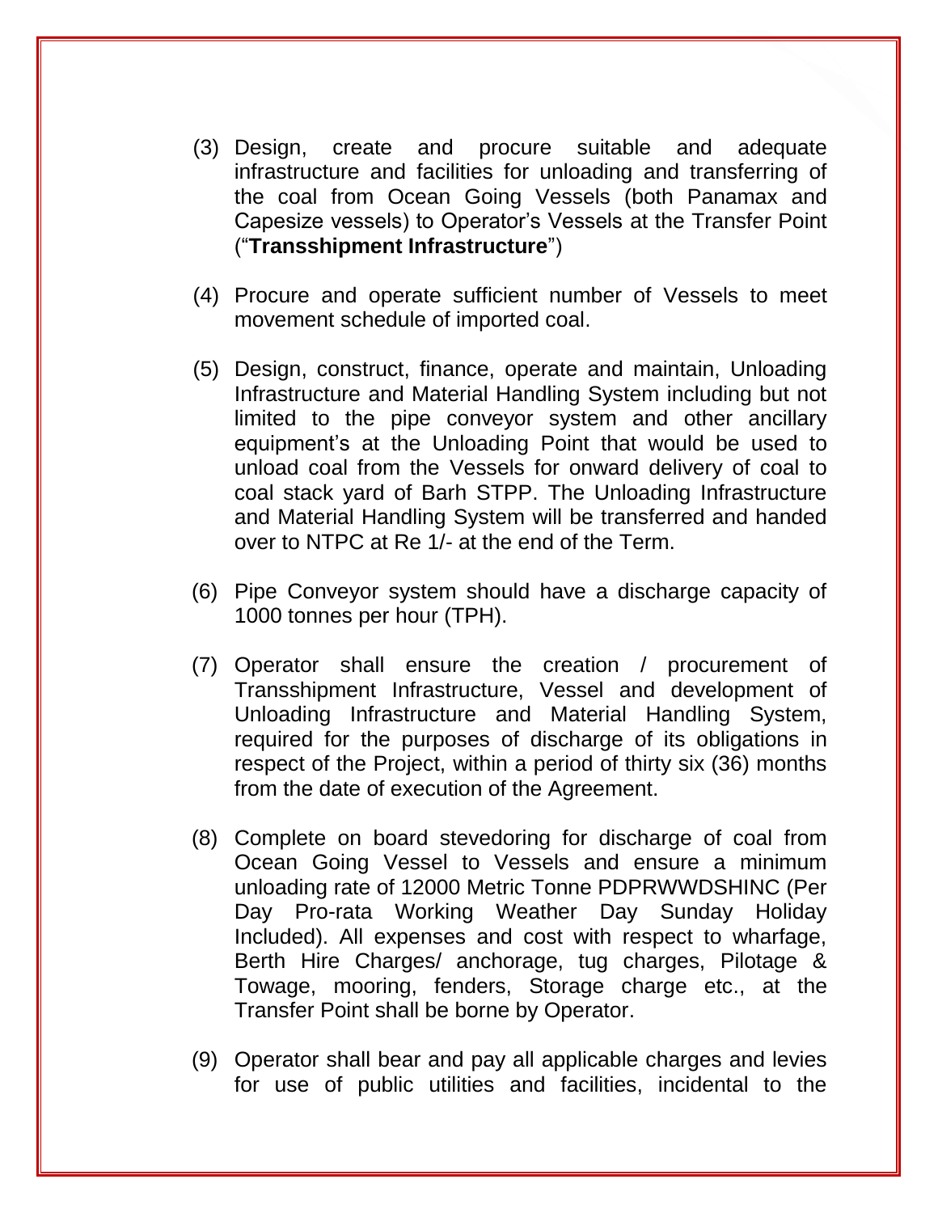(3) Design, create and procure suitable and adequate infrastructure and facilities for unloading and transferring of the coal from Ocean Going Vessels (both Panamax and Capesize vessels) to Operator's Vessels at the Transfer Point ("**Transshipment Infrastructure**")

(4) Procure and operate sufficient number of Vessels to meet movement schedule of imported coal.

(5) Design, construct, finance, operate and maintain, Unloading Infrastructure and Material Handling System including but not limited to the pipe conveyor system and other ancillary equipment's at the Unloading Point that would be used to unload coal from the Vessels for onward delivery of coal to coal stack yard of Barh STPP. The Unloading Infrastructure and Material Handling System will be transferred and handed over to NTPC at Re 1/- at the end of the Term.

(6) Pipe Conveyor system should have a discharge capacity of 1000 tonnes per hour (TPH).

(7) Operator shall ensure the creation / procurement of Transshipment Infrastructure, Vessel and development of Unloading Infrastructure and Material Handling System, required for the purposes of discharge of its obligations in respect of the Project, within a period of thirty six (36) months from the date of execution of the Agreement.

(8) Complete on board stevedoring for discharge of coal from Ocean Going Vessel to Vessels and ensure a minimum unloading rate of 12000 Metric Tonne PDPRWWDSHINC (Per Day Pro-rata Working Weather Day Sunday Holiday Included). All expenses and cost with respect to wharfage, Berth Hire Charges/ anchorage, tug charges, Pilotage & Towage, mooring, fenders, Storage charge etc., at the Transfer Point shall be borne by Operator.

(9) Operator shall bear and pay all applicable charges and levies for use of public utilities and facilities, incidental to the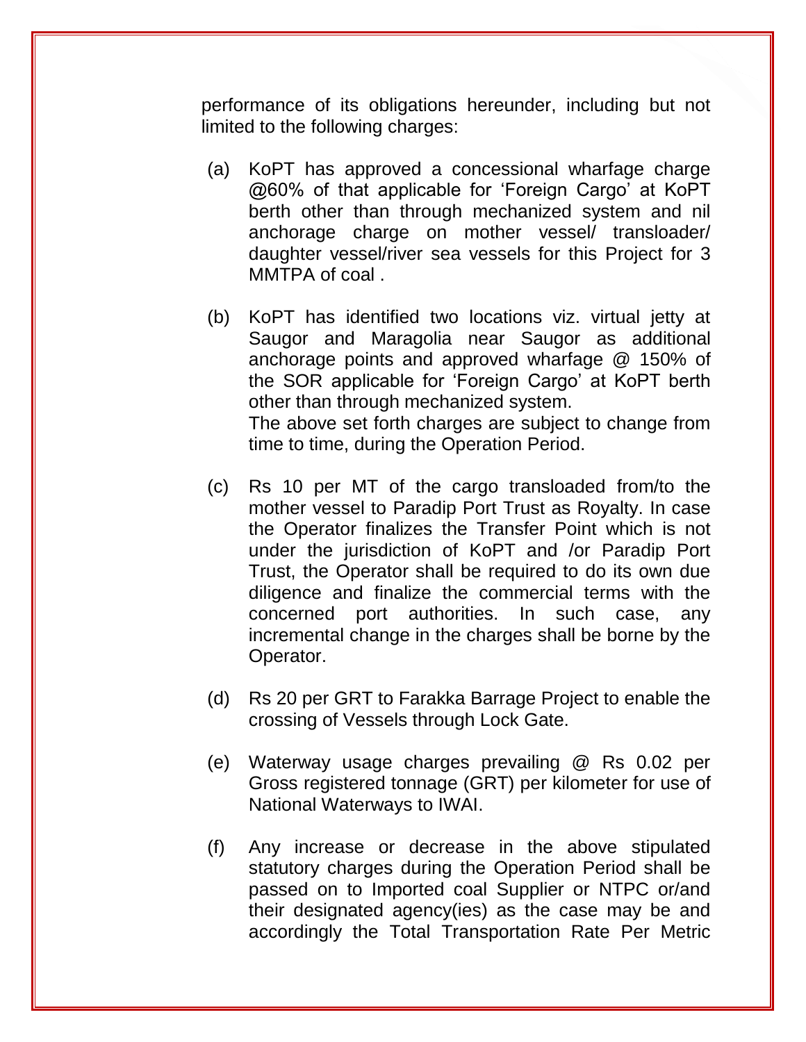performance of its obligations hereunder, including but not limited to the following charges:

(a) KoPT has approved a concessional wharfage charge @60% of that applicable for 'Foreign Cargo' at KoPT berth other than through mechanized system and nil anchorage charge on mother vessel/ transloader/ daughter vessel/river sea vessels for this Project for 3 MMTPA of coal .

(b) KoPT has identified two locations viz. virtual jetty at Saugor and Maragolia near Saugor as additional anchorage points and approved wharfage @ 150% of the SOR applicable for 'Foreign Cargo' at KoPT berth other than through mechanized system.
The above set forth charges are subject to change from time to time, during the Operation Period.

(c) Rs 10 per MT of the cargo transloaded from/to the mother vessel to Paradip Port Trust as Royalty. In case the Operator finalizes the Transfer Point which is not under the jurisdiction of KoPT and /or Paradip Port Trust, the Operator shall be required to do its own due diligence and finalize the commercial terms with the concerned port authorities. In such case, any incremental change in the charges shall be borne by the Operator.

(d) Rs 20 per GRT to Farakka Barrage Project to enable the crossing of Vessels through Lock Gate.

(e) Waterway usage charges prevailing @ Rs 0.02 per Gross registered tonnage (GRT) per kilometer for use of National Waterways to IWAI.

(f) Any increase or decrease in the above stipulated statutory charges during the Operation Period shall be passed on to Imported coal Supplier or NTPC or/and their designated agency(ies) as the case may be and accordingly the Total Transportation Rate Per Metric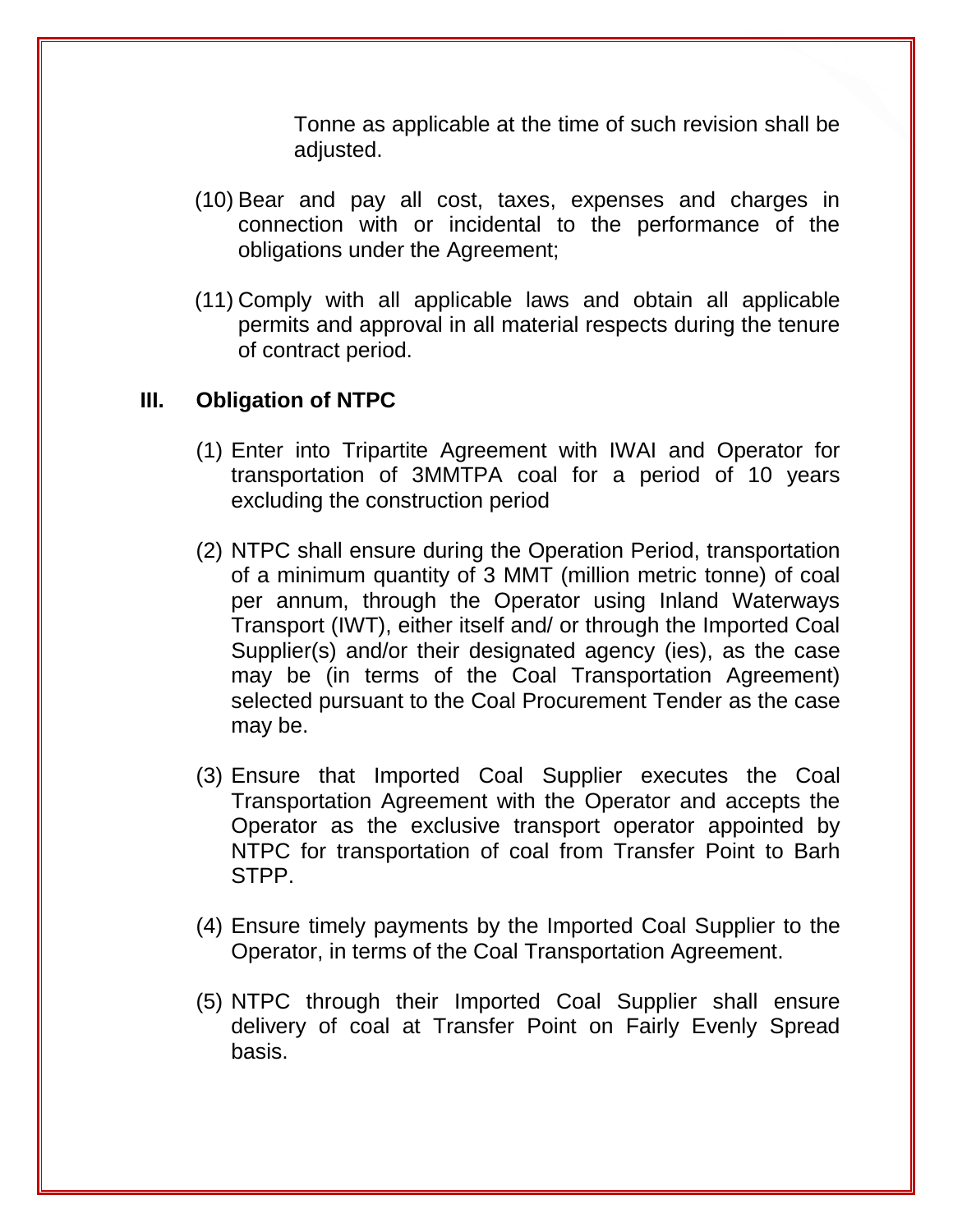Tonne as applicable at the time of such revision shall be adjusted.

(10) Bear and pay all cost, taxes, expenses and charges in connection with or incidental to the performance of the obligations under the Agreement;

(11) Comply with all applicable laws and obtain all applicable permits and approval in all material respects during the tenure of contract period.

**III. Obligation of NTPC**

(1) Enter into Tripartite Agreement with IWAI and Operator for transportation of 3MMTPA coal for a period of 10 years excluding the construction period

(2) NTPC shall ensure during the Operation Period, transportation of a minimum quantity of 3 MMT (million metric tonne) of coal per annum, through the Operator using Inland Waterways Transport (IWT), either itself and/ or through the Imported Coal Supplier(s) and/or their designated agency (ies), as the case may be (in terms of the Coal Transportation Agreement) selected pursuant to the Coal Procurement Tender as the case may be.

(3) Ensure that Imported Coal Supplier executes the Coal Transportation Agreement with the Operator and accepts the Operator as the exclusive transport operator appointed by NTPC for transportation of coal from Transfer Point to Barh STPP.

(4) Ensure timely payments by the Imported Coal Supplier to the Operator, in terms of the Coal Transportation Agreement.

(5) NTPC through their Imported Coal Supplier shall ensure delivery of coal at Transfer Point on Fairly Evenly Spread basis.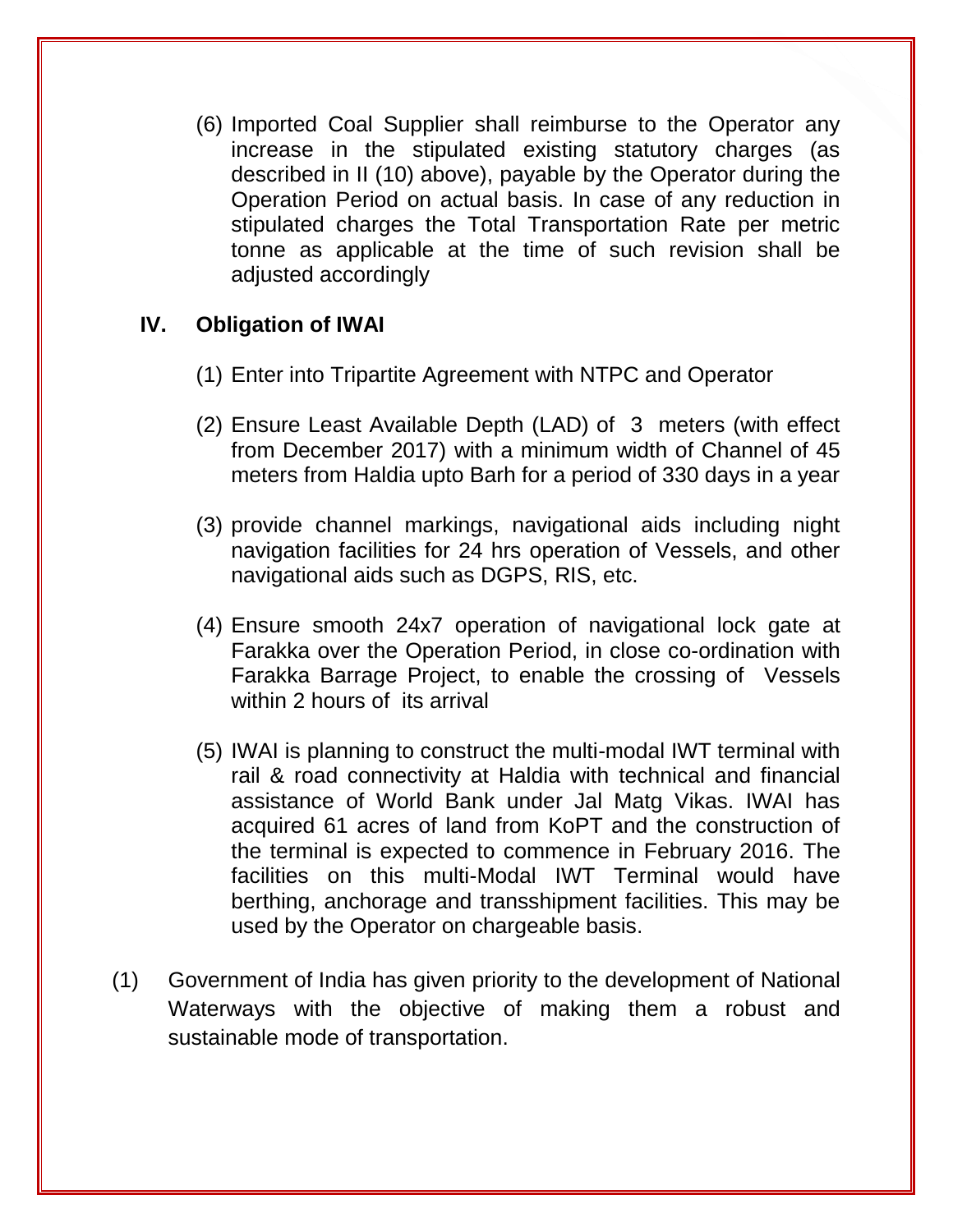(6) Imported Coal Supplier shall reimburse to the Operator any increase in the stipulated existing statutory charges (as described in II (10) above), payable by the Operator during the Operation Period on actual basis. In case of any reduction in stipulated charges the Total Transportation Rate per metric tonne as applicable at the time of such revision shall be adjusted accordingly

### IV. Obligation of IWAI

(1) Enter into Tripartite Agreement with NTPC and Operator

(2) Ensure Least Available Depth (LAD) of 3 meters (with effect from December 2017) with a minimum width of Channel of 45 meters from Haldia upto Barh for a period of 330 days in a year

(3) provide channel markings, navigational aids including night navigation facilities for 24 hrs operation of Vessels, and other navigational aids such as DGPS, RIS, etc.

(4) Ensure smooth 24x7 operation of navigational lock gate at Farakka over the Operation Period, in close co-ordination with Farakka Barrage Project, to enable the crossing of Vessels within 2 hours of its arrival

(5) IWAI is planning to construct the multi-modal IWT terminal with rail & road connectivity at Haldia with technical and financial assistance of World Bank under Jal Matg Vikas. IWAI has acquired 61 acres of land from KoPT and the construction of the terminal is expected to commence in February 2016. The facilities on this multi-Modal IWT Terminal would have berthing, anchorage and transshipment facilities. This may be used by the Operator on chargeable basis.

(1) Government of India has given priority to the development of National Waterways with the objective of making them a robust and sustainable mode of transportation.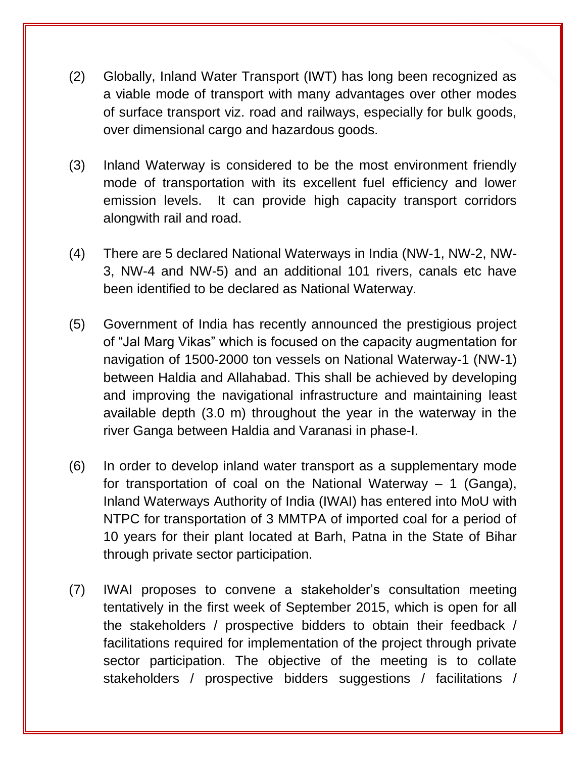(2) Globally, Inland Water Transport (IWT) has long been recognized as a viable mode of transport with many advantages over other modes of surface transport viz. road and railways, especially for bulk goods, over dimensional cargo and hazardous goods.

(3) Inland Waterway is considered to be the most environment friendly mode of transportation with its excellent fuel efficiency and lower emission levels. It can provide high capacity transport corridors alongwith rail and road.

(4) There are 5 declared National Waterways in India (NW-1, NW-2, NW-3, NW-4 and NW-5) and an additional 101 rivers, canals etc have been identified to be declared as National Waterway.

(5) Government of India has recently announced the prestigious project of “Jal Marg Vikas” which is focused on the capacity augmentation for navigation of 1500-2000 ton vessels on National Waterway-1 (NW-1) between Haldia and Allahabad. This shall be achieved by developing and improving the navigational infrastructure and maintaining least available depth (3.0 m) throughout the year in the waterway in the river Ganga between Haldia and Varanasi in phase-I.

(6) In order to develop inland water transport as a supplementary mode for transportation of coal on the National Waterway – 1 (Ganga), Inland Waterways Authority of India (IWAI) has entered into MoU with NTPC for transportation of 3 MMTPA of imported coal for a period of 10 years for their plant located at Barh, Patna in the State of Bihar through private sector participation.

(7) IWAI proposes to convene a stakeholder’s consultation meeting tentatively in the first week of September 2015, which is open for all the stakeholders / prospective bidders to obtain their feedback / facilitations required for implementation of the project through private sector participation. The objective of the meeting is to collate stakeholders / prospective bidders suggestions / facilitations /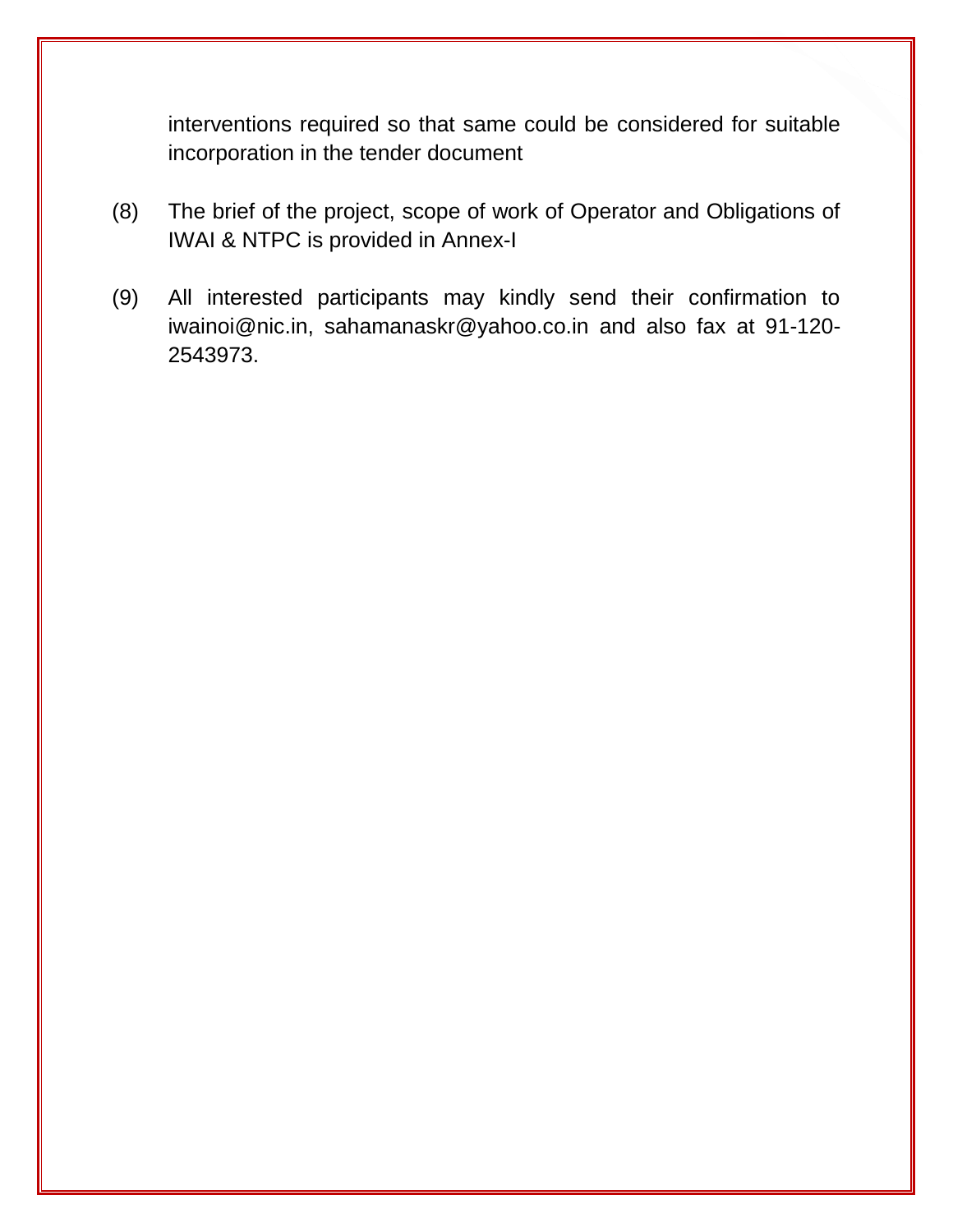interventions required so that same could be considered for suitable incorporation in the tender document

(8) The brief of the project, scope of work of Operator and Obligations of IWAI & NTPC is provided in Annex-I

(9) All interested participants may kindly send their confirmation to iwainoi@nic.in, sahamanaskr@yahoo.co.in and also fax at 91-120-2543973.